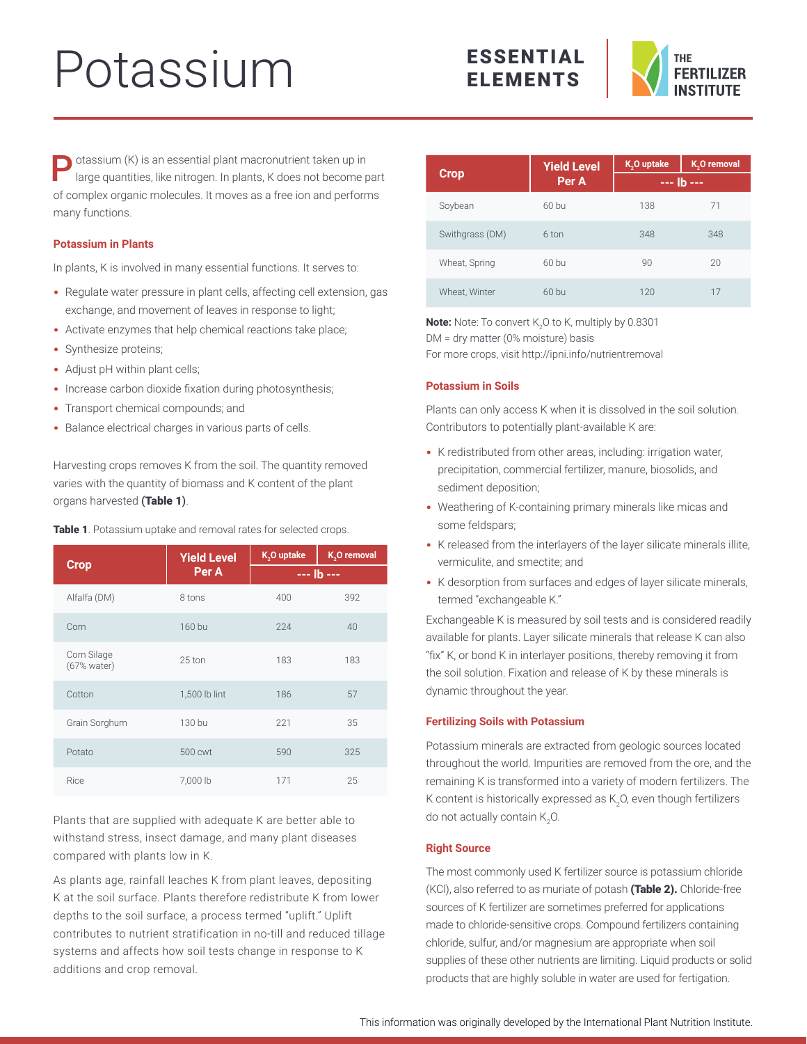# Potassium

ESSENTIAL ELEMENTS

Potassium (K) is an essential plant macronutrient taken up in large quantities, like nitrogen. In plants, K does not become part of complex organic molecules. It moves as a free ion and performs many functions.

### Potassium in Plants

In plants, K is involved in many essential functions. It serves to:

- Regulate water pressure in plant cells, affecting cell extension, gas exchange, and movement of leaves in response to light;
- Activate enzymes that help chemical reactions take place;
- Synthesize proteins;
- Adjust pH within plant cells;
- Increase carbon dioxide fixation during photosynthesis;
- Transport chemical compounds; and
- Balance electrical charges in various parts of cells.

Harvesting crops removes K from the soil. The quantity removed varies with the quantity of biomass and K content of the plant organs harvested **(Table 1)**.

**Table 1**. Potassium uptake and removal rates for selected crops.

| Crop | Yield Level Per A | $K_2O$ uptake | $K_2O$ removal |
|---|---|---|---|
| | | --- lb --- | |
| Alfalfa (DM) | 8 tons | 400 | 392 |
| Corn | 160 bu | 224 | 40 |
| Corn Silage (67% water) | 25 ton | 183 | 183 |
| Cotton | 1,500 lb lint | 186 | 57 |
| Grain Sorghum | 130 bu | 221 | 35 |
| Potato | 500 cwt | 590 | 325 |
| Rice | 7,000 lb | 171 | 25 |
| Soybean | 60 bu | 138 | 71 |
| Swithgrass (DM) | 6 ton | 348 | 348 |
| Wheat, Spring | 60 bu | 90 | 20 |
| Wheat, Winter | 60 bu | 120 | 17 |

**Note:** Note: To convert $K_2O$ to K, multiply by 0.8301
DM = dry matter (0% moisture) basis
For more crops, visit http://ipni.info/nutrientremoval

Plants that are supplied with adequate K are better able to withstand stress, insect damage, and many plant diseases compared with plants low in K.

As plants age, rainfall leaches K from plant leaves, depositing K at the soil surface. Plants therefore redistribute K from lower depths to the soil surface, a process termed "uplift." Uplift contributes to nutrient stratification in no-till and reduced tillage systems and affects how soil tests change in response to K additions and crop removal.

### Potassium in Soils

Plants can only access K when it is dissolved in the soil solution. Contributors to potentially plant-available K are:

- K redistributed from other areas, including: irrigation water, precipitation, commercial fertilizer, manure, biosolids, and sediment deposition;
- Weathering of K-containing primary minerals like micas and some feldspars;
- K released from the interlayers of the layer silicate minerals illite, vermiculite, and smectite; and
- K desorption from surfaces and edges of layer silicate minerals, termed "exchangeable K."

Exchangeable K is measured by soil tests and is considered readily available for plants. Layer silicate minerals that release K can also "fix" K, or bond K in interlayer positions, thereby removing it from the soil solution. Fixation and release of K by these minerals is dynamic throughout the year.

### Fertilizing Soils with Potassium

Potassium minerals are extracted from geologic sources located throughout the world. Impurities are removed from the ore, and the remaining K is transformed into a variety of modern fertilizers. The K content is historically expressed as $K_2O$, even though fertilizers do not actually contain $K_2O$.

### Right Source

The most commonly used K fertilizer source is potassium chloride (KCl), also referred to as muriate of potash **(Table 2).** Chloride-free sources of K fertilizer are sometimes preferred for applications made to chloride-sensitive crops. Compound fertilizers containing chloride, sulfur, and/or magnesium are appropriate when soil supplies of these other nutrients are limiting. Liquid products or solid products that are highly soluble in water are used for fertigation.

This information was originally developed by the International Plant Nutrition Institute.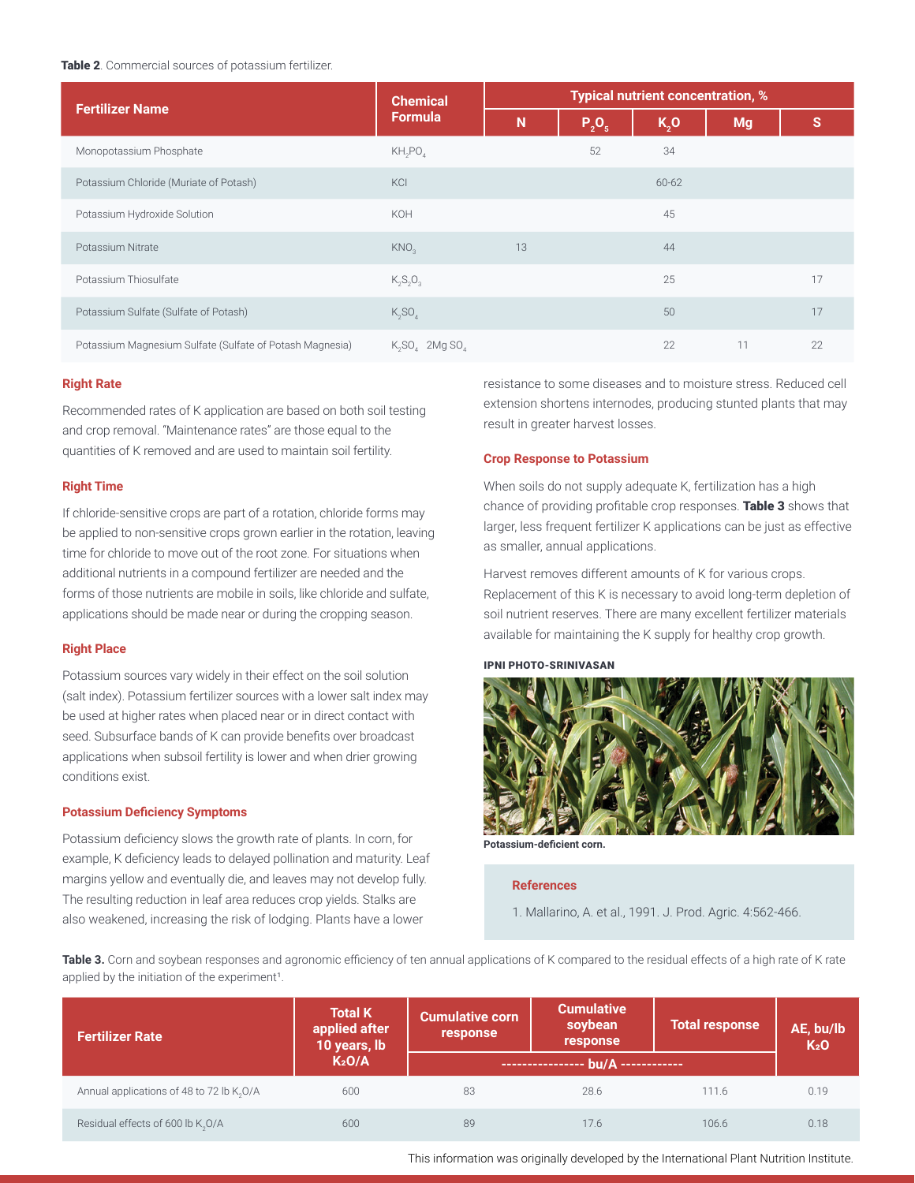**Table 2**. Commercial sources of potassium fertilizer.

| Fertilizer Name | Chemical Formula | Typical nutrient concentration, % | | | | |
|---|---|---|---|---|---|---|
| | | N | $P_2O_5$ | $K_2O$ | Mg | S |
| Monopotassium Phosphate | $KH_2PO_4$ | | 52 | 34 | | |
| Potassium Chloride (Muriate of Potash) | KCl | | | 60-62 | | |
| Potassium Hydroxide Solution | KOH | | | 45 | | |
| Potassium Nitrate | $KNO_3$ | 13 | | 44 | | |
| Potassium Thiosulfate | $K_2S_2O_3$ | | | 25 | | 17 |
| Potassium Sulfate (Sulfate of Potash) | $K_2SO_4$ | | | 50 | | 17 |
| Potassium Magnesium Sulfate (Sulfate of Potash Magnesia) | $K_2SO_4$ 2Mg $SO_4$ | | | 22 | 11 | 22 |

### Right Rate

Recommended rates of K application are based on both soil testing and crop removal. "Maintenance rates" are those equal to the quantities of K removed and are used to maintain soil fertility.

### Right Time

If chloride-sensitive crops are part of a rotation, chloride forms may be applied to non-sensitive crops grown earlier in the rotation, leaving time for chloride to move out of the root zone. For situations when additional nutrients in a compound fertilizer are needed and the forms of those nutrients are mobile in soils, like chloride and sulfate, applications should be made near or during the cropping season.

### Right Place

Potassium sources vary widely in their effect on the soil solution (salt index). Potassium fertilizer sources with a lower salt index may be used at higher rates when placed near or in direct contact with seed. Subsurface bands of K can provide benefits over broadcast applications when subsoil fertility is lower and when drier growing conditions exist.

### Potassium Deficiency Symptoms

Potassium deficiency slows the growth rate of plants. In corn, for example, K deficiency leads to delayed pollination and maturity. Leaf margins yellow and eventually die, and leaves may not develop fully. The resulting reduction in leaf area reduces crop yields. Stalks are also weakened, increasing the risk of lodging. Plants have a lower resistance to some diseases and to moisture stress. Reduced cell extension shortens internodes, producing stunted plants that may result in greater harvest losses.

### Crop Response to Potassium

When soils do not supply adequate K, fertilization has a high chance of providing profitable crop responses. **Table 3** shows that larger, less frequent fertilizer K applications can be just as effective as smaller, annual applications.

Harvest removes different amounts of K for various crops. Replacement of this K is necessary to avoid long-term depletion of soil nutrient reserves. There are many excellent fertilizer materials available for maintaining the K supply for healthy crop growth.

IPNI PHOTO-SRINIVASAN

**Potassium-deficient corn.**

### References

1. Mallarino, A. et al., 1991. J. Prod. Agric. 4:562-466.

**Table 3.** Corn and soybean responses and agronomic efficiency of ten annual applications of K compared to the residual effects of a high rate of K rate applied by the initiation of the experiment[1].

| Fertilizer Rate | Total K applied after 10 years, lb $K_2O/A$ | Cumulative corn response | Cumulative soybean response | Total response | AE, bu/lb $K_2O$ |
|---|---|---|---|---|---|
| | | ---------------- bu/A ------------ | | | |
| Annual applications of 48 to 72 lb $K_2O/A$ | 600 | 83 | 28.6 | 111.6 | 0.19 |
| Residual effects of 600 lb $K_2O/A$ | 600 | 89 | 17.6 | 106.6 | 0.18 |

This information was originally developed by the International Plant Nutrition Institute.